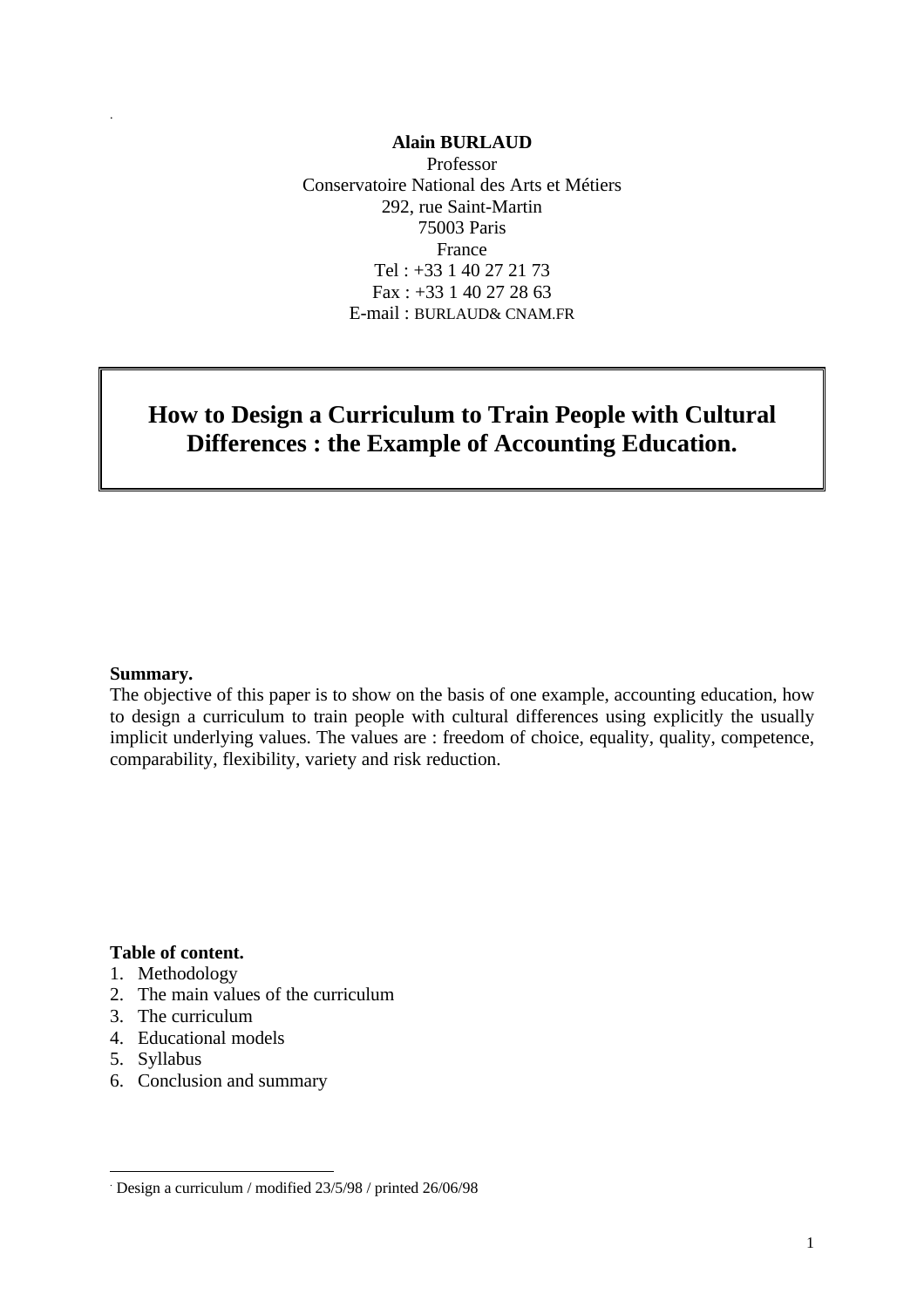**Alain BURLAUD**
Professor
Conservatoire National des Arts et Métiers
292, rue Saint-Martin
75003 Paris
France
Tel : +33 1 40 27 21 73
Fax : +33 1 40 27 28 63
E-mail : BURLAUD& CNAM.FR

# How to Design a Curriculum to Train People with Cultural Differences : the Example of Accounting Education.

**Summary.**

The objective of this paper is to show on the basis of one example, accounting education, how to design a curriculum to train people with cultural differences using explicitly the usually implicit underlying values. The values are : freedom of choice, equality, quality, competence, comparability, flexibility, variety and risk reduction.

**Table of content.**

1. Methodology
2. The main values of the curriculum
3. The curriculum
4. Educational models
5. Syllabus
6. Conclusion and summary

---

Design a curriculum / modified 23/5/98 / printed 26/06/98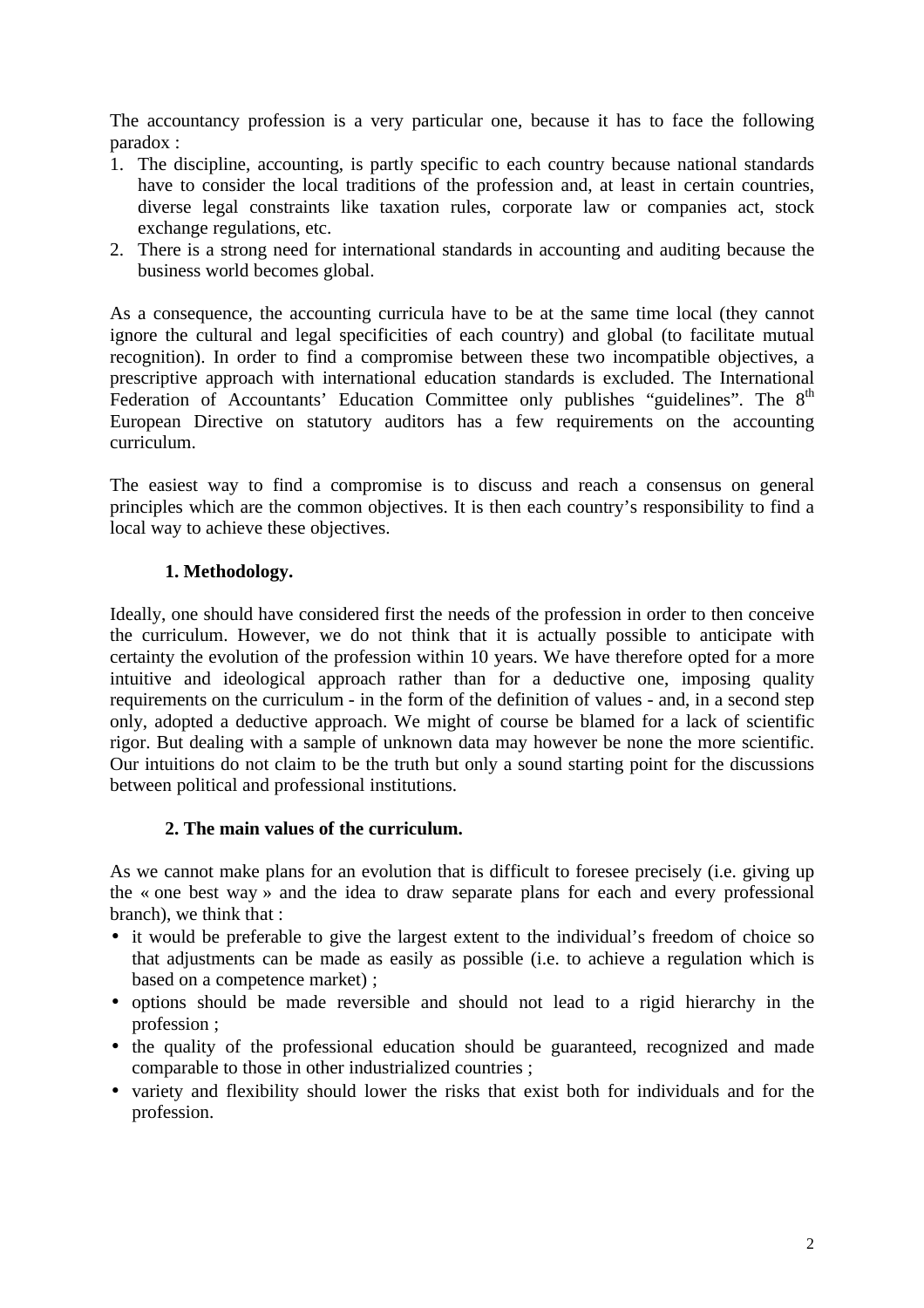The accountancy profession is a very particular one, because it has to face the following paradox :

1. The discipline, accounting, is partly specific to each country because national standards have to consider the local traditions of the profession and, at least in certain countries, diverse legal constraints like taxation rules, corporate law or companies act, stock exchange regulations, etc.
2. There is a strong need for international standards in accounting and auditing because the business world becomes global.

As a consequence, the accounting curricula have to be at the same time local (they cannot ignore the cultural and legal specificities of each country) and global (to facilitate mutual recognition). In order to find a compromise between these two incompatible objectives, a prescriptive approach with international education standards is excluded. The International Federation of Accountants' Education Committee only publishes "guidelines". The 8th European Directive on statutory auditors has a few requirements on the accounting curriculum.

The easiest way to find a compromise is to discuss and reach a consensus on general principles which are the common objectives. It is then each country's responsibility to find a local way to achieve these objectives.

## 1. Methodology.

Ideally, one should have considered first the needs of the profession in order to then conceive the curriculum. However, we do not think that it is actually possible to anticipate with certainty the evolution of the profession within 10 years. We have therefore opted for a more intuitive and ideological approach rather than for a deductive one, imposing quality requirements on the curriculum - in the form of the definition of values - and, in a second step only, adopted a deductive approach. We might of course be blamed for a lack of scientific rigor. But dealing with a sample of unknown data may however be none the more scientific. Our intuitions do not claim to be the truth but only a sound starting point for the discussions between political and professional institutions.

## 2. The main values of the curriculum.

As we cannot make plans for an evolution that is difficult to foresee precisely (i.e. giving up the « one best way » and the idea to draw separate plans for each and every professional branch), we think that :

- it would be preferable to give the largest extent to the individual's freedom of choice so that adjustments can be made as easily as possible (i.e. to achieve a regulation which is based on a competence market) ;
- options should be made reversible and should not lead to a rigid hierarchy in the profession ;
- the quality of the professional education should be guaranteed, recognized and made comparable to those in other industrialized countries ;
- variety and flexibility should lower the risks that exist both for individuals and for the profession.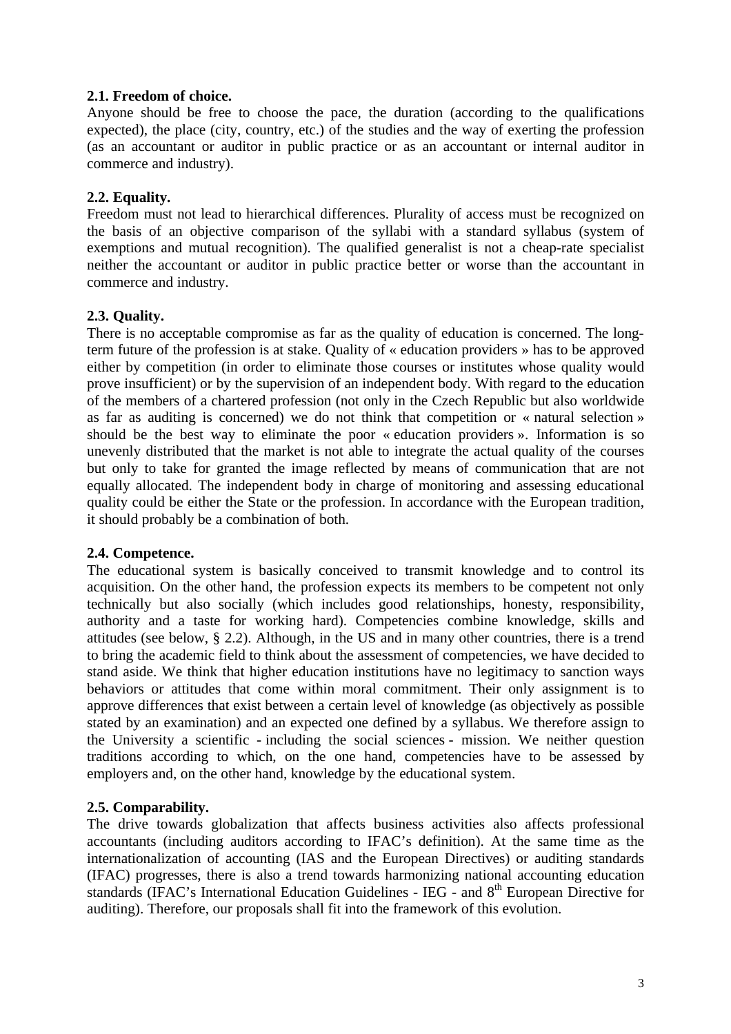### 2.1. Freedom of choice.

Anyone should be free to choose the pace, the duration (according to the qualifications expected), the place (city, country, etc.) of the studies and the way of exerting the profession (as an accountant or auditor in public practice or as an accountant or internal auditor in commerce and industry).

### 2.2. Equality.

Freedom must not lead to hierarchical differences. Plurality of access must be recognized on the basis of an objective comparison of the syllabi with a standard syllabus (system of exemptions and mutual recognition). The qualified generalist is not a cheap-rate specialist neither the accountant or auditor in public practice better or worse than the accountant in commerce and industry.

### 2.3. Quality.

There is no acceptable compromise as far as the quality of education is concerned. The long-term future of the profession is at stake. Quality of « education providers » has to be approved either by competition (in order to eliminate those courses or institutes whose quality would prove insufficient) or by the supervision of an independent body. With regard to the education of the members of a chartered profession (not only in the Czech Republic but also worldwide as far as auditing is concerned) we do not think that competition or « natural selection » should be the best way to eliminate the poor « education providers ». Information is so unevenly distributed that the market is not able to integrate the actual quality of the courses but only to take for granted the image reflected by means of communication that are not equally allocated. The independent body in charge of monitoring and assessing educational quality could be either the State or the profession. In accordance with the European tradition, it should probably be a combination of both.

### 2.4. Competence.

The educational system is basically conceived to transmit knowledge and to control its acquisition. On the other hand, the profession expects its members to be competent not only technically but also socially (which includes good relationships, honesty, responsibility, authority and a taste for working hard). Competencies combine knowledge, skills and attitudes (see below, § 2.2). Although, in the US and in many other countries, there is a trend to bring the academic field to think about the assessment of competencies, we have decided to stand aside. We think that higher education institutions have no legitimacy to sanction ways behaviors or attitudes that come within moral commitment. Their only assignment is to approve differences that exist between a certain level of knowledge (as objectively as possible stated by an examination) and an expected one defined by a syllabus. We therefore assign to the University a scientific - including the social sciences - mission. We neither question traditions according to which, on the one hand, competencies have to be assessed by employers and, on the other hand, knowledge by the educational system.

### 2.5. Comparability.

The drive towards globalization that affects business activities also affects professional accountants (including auditors according to IFAC's definition). At the same time as the internationalization of accounting (IAS and the European Directives) or auditing standards (IFAC) progresses, there is also a trend towards harmonizing national accounting education standards (IFAC's International Education Guidelines - IEG - and 8th European Directive for auditing). Therefore, our proposals shall fit into the framework of this evolution.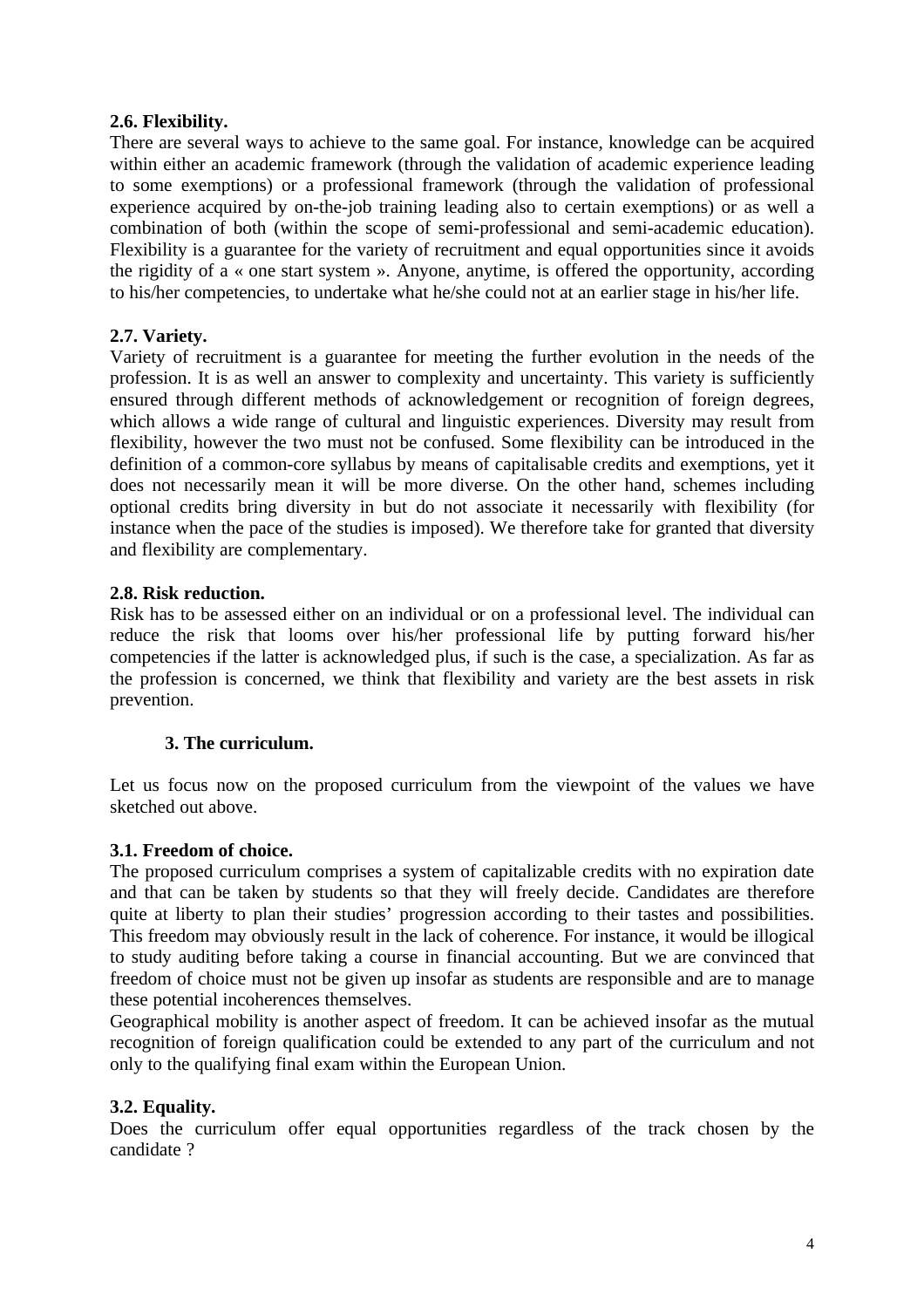### 2.6. Flexibility.

There are several ways to achieve to the same goal. For instance, knowledge can be acquired within either an academic framework (through the validation of academic experience leading to some exemptions) or a professional framework (through the validation of professional experience acquired by on-the-job training leading also to certain exemptions) or as well a combination of both (within the scope of semi-professional and semi-academic education). Flexibility is a guarantee for the variety of recruitment and equal opportunities since it avoids the rigidity of a « one start system ». Anyone, anytime, is offered the opportunity, according to his/her competencies, to undertake what he/she could not at an earlier stage in his/her life.

### 2.7. Variety.

Variety of recruitment is a guarantee for meeting the further evolution in the needs of the profession. It is as well an answer to complexity and uncertainty. This variety is sufficiently ensured through different methods of acknowledgement or recognition of foreign degrees, which allows a wide range of cultural and linguistic experiences. Diversity may result from flexibility, however the two must not be confused. Some flexibility can be introduced in the definition of a common-core syllabus by means of capitalisable credits and exemptions, yet it does not necessarily mean it will be more diverse. On the other hand, schemes including optional credits bring diversity in but do not associate it necessarily with flexibility (for instance when the pace of the studies is imposed). We therefore take for granted that diversity and flexibility are complementary.

### 2.8. Risk reduction.

Risk has to be assessed either on an individual or on a professional level. The individual can reduce the risk that looms over his/her professional life by putting forward his/her competencies if the latter is acknowledged plus, if such is the case, a specialization. As far as the profession is concerned, we think that flexibility and variety are the best assets in risk prevention.

## 3. The curriculum.

Let us focus now on the proposed curriculum from the viewpoint of the values we have sketched out above.

### 3.1. Freedom of choice.

The proposed curriculum comprises a system of capitalizable credits with no expiration date and that can be taken by students so that they will freely decide. Candidates are therefore quite at liberty to plan their studies' progression according to their tastes and possibilities. This freedom may obviously result in the lack of coherence. For instance, it would be illogical to study auditing before taking a course in financial accounting. But we are convinced that freedom of choice must not be given up insofar as students are responsible and are to manage these potential incoherences themselves.

Geographical mobility is another aspect of freedom. It can be achieved insofar as the mutual recognition of foreign qualification could be extended to any part of the curriculum and not only to the qualifying final exam within the European Union.

### 3.2. Equality.

Does the curriculum offer equal opportunities regardless of the track chosen by the candidate ?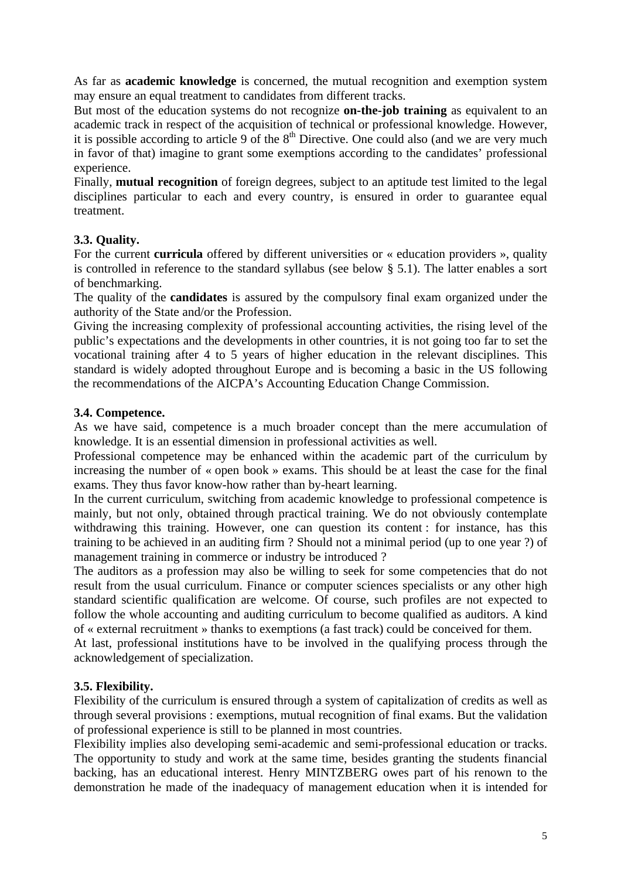As far as **academic knowledge** is concerned, the mutual recognition and exemption system may ensure an equal treatment to candidates from different tracks.

But most of the education systems do not recognize **on-the-job training** as equivalent to an academic track in respect of the acquisition of technical or professional knowledge. However, it is possible according to article 9 of the 8th Directive. One could also (and we are very much in favor of that) imagine to grant some exemptions according to the candidates' professional experience.

Finally, **mutual recognition** of foreign degrees, subject to an aptitude test limited to the legal disciplines particular to each and every country, is ensured in order to guarantee equal treatment.

### 3.3. Quality.

For the current **curricula** offered by different universities or « education providers », quality is controlled in reference to the standard syllabus (see below § 5.1). The latter enables a sort of benchmarking.

The quality of the **candidates** is assured by the compulsory final exam organized under the authority of the State and/or the Profession.

Giving the increasing complexity of professional accounting activities, the rising level of the public's expectations and the developments in other countries, it is not going too far to set the vocational training after 4 to 5 years of higher education in the relevant disciplines. This standard is widely adopted throughout Europe and is becoming a basic in the US following the recommendations of the AICPA's Accounting Education Change Commission.

### 3.4. Competence.

As we have said, competence is a much broader concept than the mere accumulation of knowledge. It is an essential dimension in professional activities as well.

Professional competence may be enhanced within the academic part of the curriculum by increasing the number of « open book » exams. This should be at least the case for the final exams. They thus favor know-how rather than by-heart learning.

In the current curriculum, switching from academic knowledge to professional competence is mainly, but not only, obtained through practical training. We do not obviously contemplate withdrawing this training. However, one can question its content : for instance, has this training to be achieved in an auditing firm ? Should not a minimal period (up to one year ?) of management training in commerce or industry be introduced ?

The auditors as a profession may also be willing to seek for some competencies that do not result from the usual curriculum. Finance or computer sciences specialists or any other high standard scientific qualification are welcome. Of course, such profiles are not expected to follow the whole accounting and auditing curriculum to become qualified as auditors. A kind of « external recruitment » thanks to exemptions (a fast track) could be conceived for them.

At last, professional institutions have to be involved in the qualifying process through the acknowledgement of specialization.

### 3.5. Flexibility.

Flexibility of the curriculum is ensured through a system of capitalization of credits as well as through several provisions : exemptions, mutual recognition of final exams. But the validation of professional experience is still to be planned in most countries.

Flexibility implies also developing semi-academic and semi-professional education or tracks. The opportunity to study and work at the same time, besides granting the students financial backing, has an educational interest. Henry MINTZBERG owes part of his renown to the demonstration he made of the inadequacy of management education when it is intended for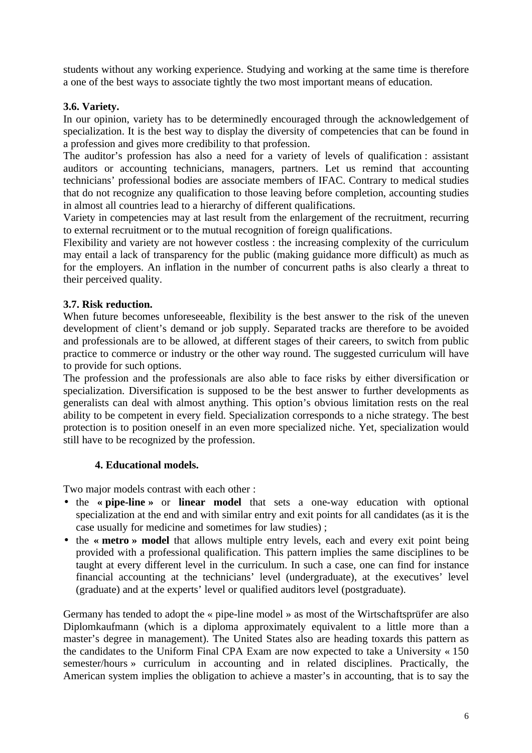students without any working experience. Studying and working at the same time is therefore a one of the best ways to associate tightly the two most important means of education.

**3.6. Variety.**

In our opinion, variety has to be determinedly encouraged through the acknowledgement of specialization. It is the best way to display the diversity of competencies that can be found in a profession and gives more credibility to that profession.

The auditor's profession has also a need for a variety of levels of qualification : assistant auditors or accounting technicians, managers, partners. Let us remind that accounting technicians' professional bodies are associate members of IFAC. Contrary to medical studies that do not recognize any qualification to those leaving before completion, accounting studies in almost all countries lead to a hierarchy of different qualifications.

Variety in competencies may at last result from the enlargement of the recruitment, recurring to external recruitment or to the mutual recognition of foreign qualifications.

Flexibility and variety are not however costless : the increasing complexity of the curriculum may entail a lack of transparency for the public (making guidance more difficult) as much as for the employers. An inflation in the number of concurrent paths is also clearly a threat to their perceived quality.

**3.7. Risk reduction.**

When future becomes unforeseeable, flexibility is the best answer to the risk of the uneven development of client's demand or job supply. Separated tracks are therefore to be avoided and professionals are to be allowed, at different stages of their careers, to switch from public practice to commerce or industry or the other way round. The suggested curriculum will have to provide for such options.

The profession and the professionals are also able to face risks by either diversification or specialization. Diversification is supposed to be the best answer to further developments as generalists can deal with almost anything. This option's obvious limitation rests on the real ability to be competent in every field. Specialization corresponds to a niche strategy. The best protection is to position oneself in an even more specialized niche. Yet, specialization would still have to be recognized by the profession.

## 4. Educational models.

Two major models contrast with each other :

- the **« pipe-line »** or **linear model** that sets a one-way education with optional specialization at the end and with similar entry and exit points for all candidates (as it is the case usually for medicine and sometimes for law studies) ;
- the **« metro » model** that allows multiple entry levels, each and every exit point being provided with a professional qualification. This pattern implies the same disciplines to be taught at every different level in the curriculum. In such a case, one can find for instance financial accounting at the technicians' level (undergraduate), at the executives' level (graduate) and at the experts' level or qualified auditors level (postgraduate).

Germany has tended to adopt the « pipe-line model » as most of the Wirtschaftsprüfer are also Diplomkaufmann (which is a diploma approximately equivalent to a little more than a master's degree in management). The United States also are heading toxards this pattern as the candidates to the Uniform Final CPA Exam are now expected to take a University « 150 semester/hours » curriculum in accounting and in related disciplines. Practically, the American system implies the obligation to achieve a master's in accounting, that is to say the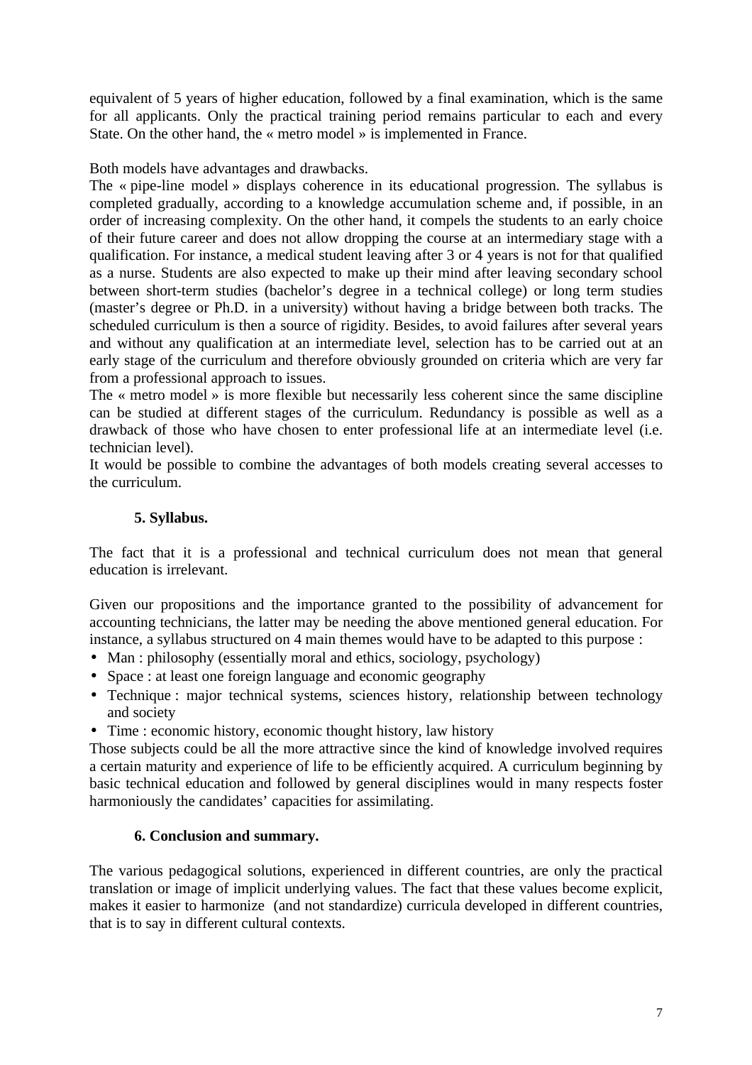equivalent of 5 years of higher education, followed by a final examination, which is the same for all applicants. Only the practical training period remains particular to each and every State. On the other hand, the « metro model » is implemented in France.

Both models have advantages and drawbacks.
The « pipe-line model » displays coherence in its educational progression. The syllabus is completed gradually, according to a knowledge accumulation scheme and, if possible, in an order of increasing complexity. On the other hand, it compels the students to an early choice of their future career and does not allow dropping the course at an intermediary stage with a qualification. For instance, a medical student leaving after 3 or 4 years is not for that qualified as a nurse. Students are also expected to make up their mind after leaving secondary school between short-term studies (bachelor's degree in a technical college) or long term studies (master's degree or Ph.D. in a university) without having a bridge between both tracks. The scheduled curriculum is then a source of rigidity. Besides, to avoid failures after several years and without any qualification at an intermediate level, selection has to be carried out at an early stage of the curriculum and therefore obviously grounded on criteria which are very far from a professional approach to issues.
The « metro model » is more flexible but necessarily less coherent since the same discipline can be studied at different stages of the curriculum. Redundancy is possible as well as a drawback of those who have chosen to enter professional life at an intermediate level (i.e. technician level).
It would be possible to combine the advantages of both models creating several accesses to the curriculum.

**5. Syllabus.**

The fact that it is a professional and technical curriculum does not mean that general education is irrelevant.

Given our propositions and the importance granted to the possibility of advancement for accounting technicians, the latter may be needing the above mentioned general education. For instance, a syllabus structured on 4 main themes would have to be adapted to this purpose :

- Man : philosophy (essentially moral and ethics, sociology, psychology)
- Space : at least one foreign language and economic geography
- Technique : major technical systems, sciences history, relationship between technology and society
- Time : economic history, economic thought history, law history

Those subjects could be all the more attractive since the kind of knowledge involved requires a certain maturity and experience of life to be efficiently acquired. A curriculum beginning by basic technical education and followed by general disciplines would in many respects foster harmoniously the candidates' capacities for assimilating.

**6. Conclusion and summary.**

The various pedagogical solutions, experienced in different countries, are only the practical translation or image of implicit underlying values. The fact that these values become explicit, makes it easier to harmonize (and not standardize) curricula developed in different countries, that is to say in different cultural contexts.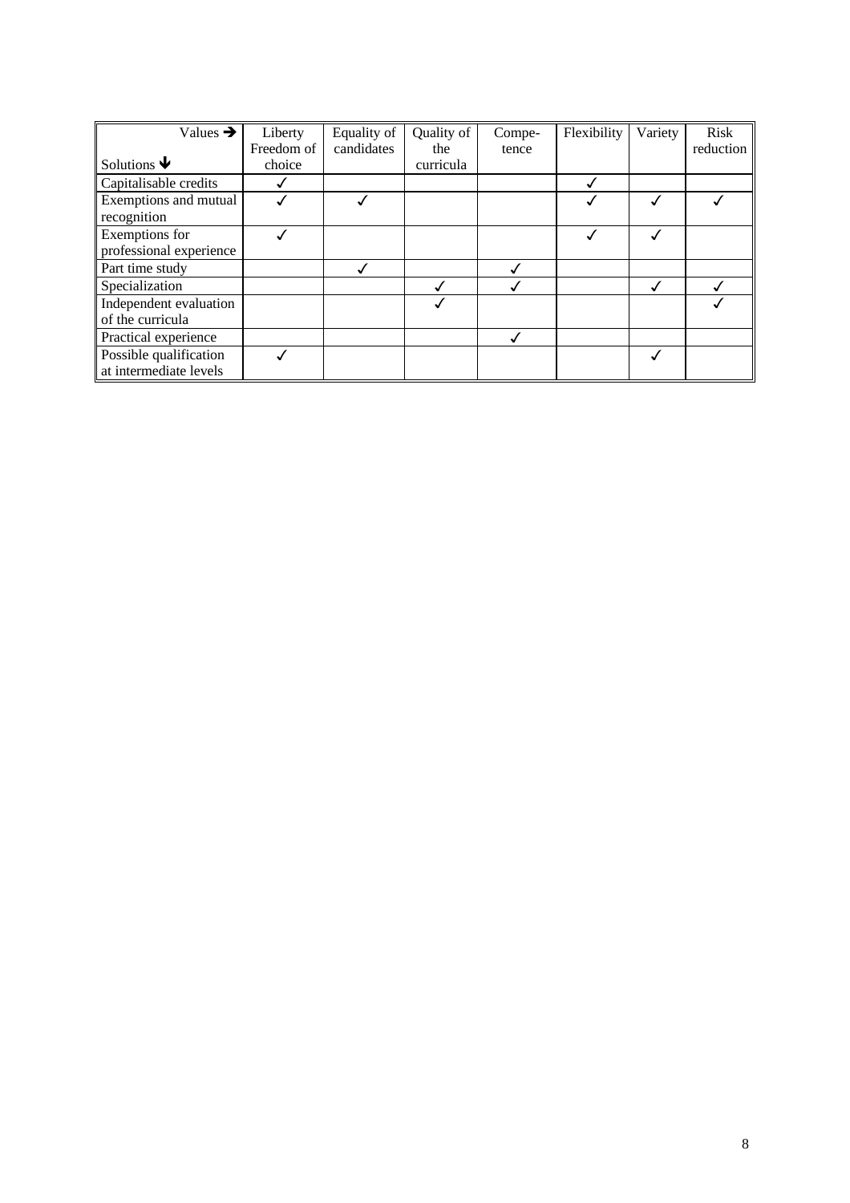| Values → <br> Solutions ↓ | Liberty Freedom of choice | Equality of candidates | Quality of the curricula | Compe-tence | Flexibility | Variety | Risk reduction |
|---|---|---|---|---|---|---|---|
| Capitalisable credits | ✓ | | | | ✓ | | |
| Exemptions and mutual recognition | ✓ | ✓ | | | ✓ | ✓ | ✓ |
| Exemptions for professional experience | ✓ | | | | ✓ | ✓ | |
| Part time study | | ✓ | | ✓ | | | |
| Specialization | | | ✓ | ✓ | | ✓ | ✓ |
| Independent evaluation of the curricula | | | ✓ | | | | ✓ |
| Practical experience | | | | ✓ | | | |
| Possible qualification at intermediate levels | ✓ | | | | | ✓ | |